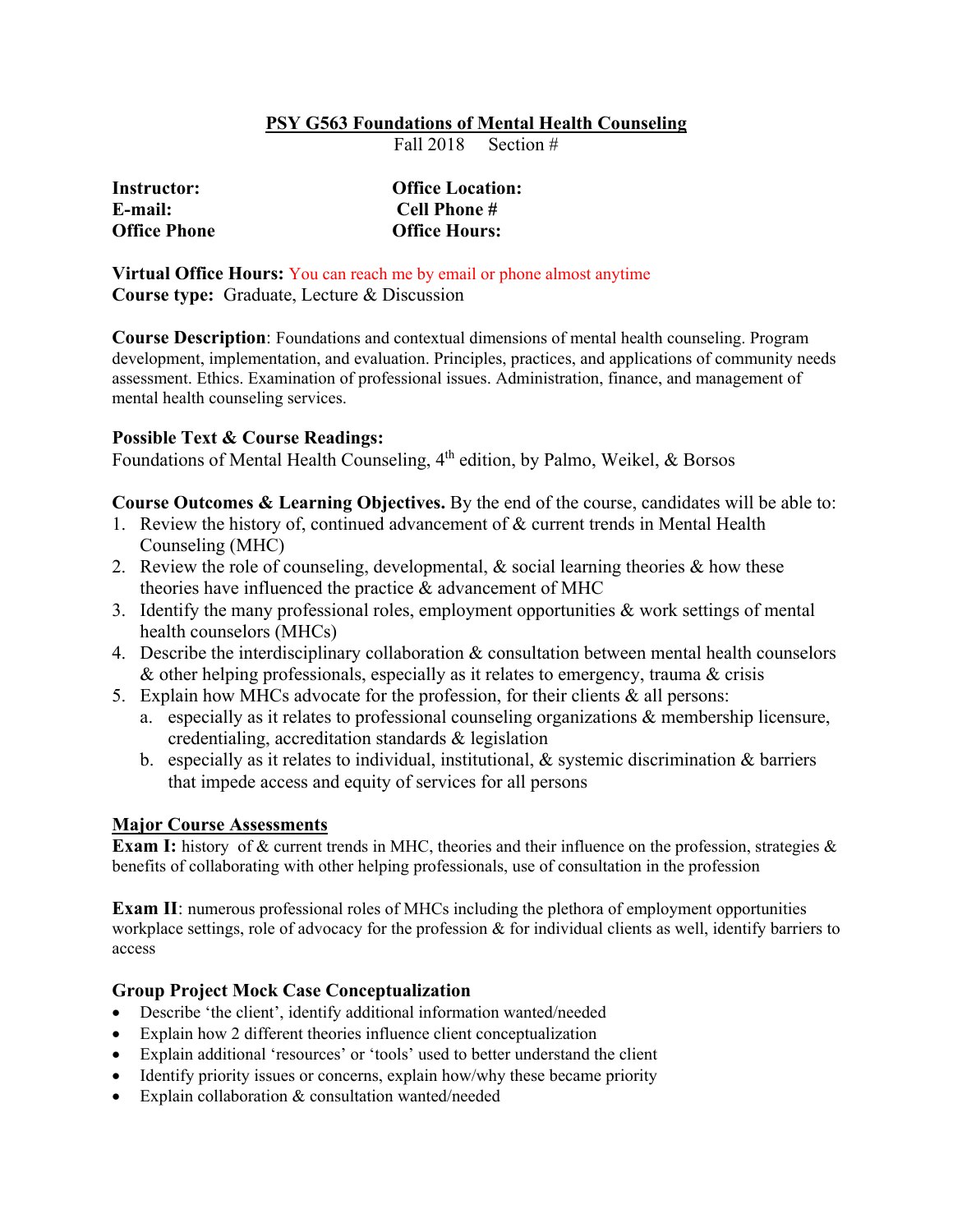# PSY G563 Foundations of Mental Health Counseling

Fall 2018 Section #

| | |
|---|---|
| **Instructor:** | **Office Location:** |
| **E-mail:** | **Cell Phone #** |
| **Office Phone** | **Office Hours:** |

**Virtual Office Hours:** You can reach me by email or phone almost anytime
**Course type:** Graduate, Lecture & Discussion

**Course Description**: Foundations and contextual dimensions of mental health counseling. Program development, implementation, and evaluation. Principles, practices, and applications of community needs assessment. Ethics. Examination of professional issues. Administration, finance, and management of mental health counseling services.

**Possible Text & Course Readings:**
Foundations of Mental Health Counseling, 4th edition, by Palmo, Weikel, & Borsos

**Course Outcomes & Learning Objectives.** By the end of the course, candidates will be able to:

1. Review the history of, continued advancement of & current trends in Mental Health Counseling (MHC)
2. Review the role of counseling, developmental, & social learning theories & how these theories have influenced the practice & advancement of MHC
3. Identify the many professional roles, employment opportunities & work settings of mental health counselors (MHCs)
4. Describe the interdisciplinary collaboration & consultation between mental health counselors & other helping professionals, especially as it relates to emergency, trauma & crisis
5. Explain how MHCs advocate for the profession, for their clients & all persons:
   a. especially as it relates to professional counseling organizations & membership licensure, credentialing, accreditation standards & legislation
   b. especially as it relates to individual, institutional, & systemic discrimination & barriers that impede access and equity of services for all persons

## Major Course Assessments

**Exam I:** history of & current trends in MHC, theories and their influence on the profession, strategies & benefits of collaborating with other helping professionals, use of consultation in the profession

**Exam II**: numerous professional roles of MHCs including the plethora of employment opportunities workplace settings, role of advocacy for the profession & for individual clients as well, identify barriers to access

### Group Project Mock Case Conceptualization

- Describe 'the client', identify additional information wanted/needed
- Explain how 2 different theories influence client conceptualization
- Explain additional 'resources' or 'tools' used to better understand the client
- Identify priority issues or concerns, explain how/why these became priority
- Explain collaboration & consultation wanted/needed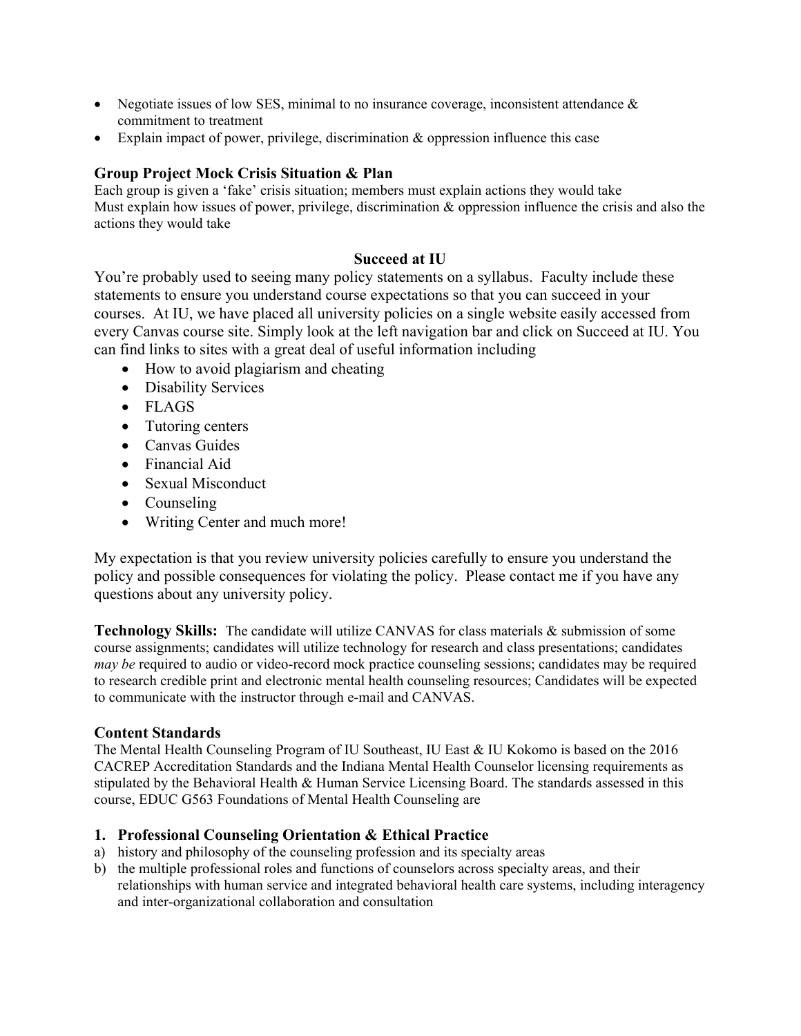- Negotiate issues of low SES, minimal to no insurance coverage, inconsistent attendance & commitment to treatment
- Explain impact of power, privilege, discrimination & oppression influence this case

### Group Project Mock Crisis Situation & Plan

Each group is given a 'fake' crisis situation; members must explain actions they would take
Must explain how issues of power, privilege, discrimination & oppression influence the crisis and also the actions they would take

### Succeed at IU

You're probably used to seeing many policy statements on a syllabus. Faculty include these statements to ensure you understand course expectations so that you can succeed in your courses. At IU, we have placed all university policies on a single website easily accessed from every Canvas course site. Simply look at the left navigation bar and click on Succeed at IU. You can find links to sites with a great deal of useful information including

- How to avoid plagiarism and cheating
- Disability Services
- FLAGS
- Tutoring centers
- Canvas Guides
- Financial Aid
- Sexual Misconduct
- Counseling
- Writing Center and much more!

My expectation is that you review university policies carefully to ensure you understand the policy and possible consequences for violating the policy. Please contact me if you have any questions about any university policy.

**Technology Skills:** The candidate will utilize CANVAS for class materials & submission of some course assignments; candidates will utilize technology for research and class presentations; candidates *may be* required to audio or video-record mock practice counseling sessions; candidates may be required to research credible print and electronic mental health counseling resources; Candidates will be expected to communicate with the instructor through e-mail and CANVAS.

### Content Standards

The Mental Health Counseling Program of IU Southeast, IU East & IU Kokomo is based on the 2016 CACREP Accreditation Standards and the Indiana Mental Health Counselor licensing requirements as stipulated by the Behavioral Health & Human Service Licensing Board. The standards assessed in this course, EDUC G563 Foundations of Mental Health Counseling are

### 1. Professional Counseling Orientation & Ethical Practice

a) history and philosophy of the counseling profession and its specialty areas
b) the multiple professional roles and functions of counselors across specialty areas, and their relationships with human service and integrated behavioral health care systems, including interagency and inter-organizational collaboration and consultation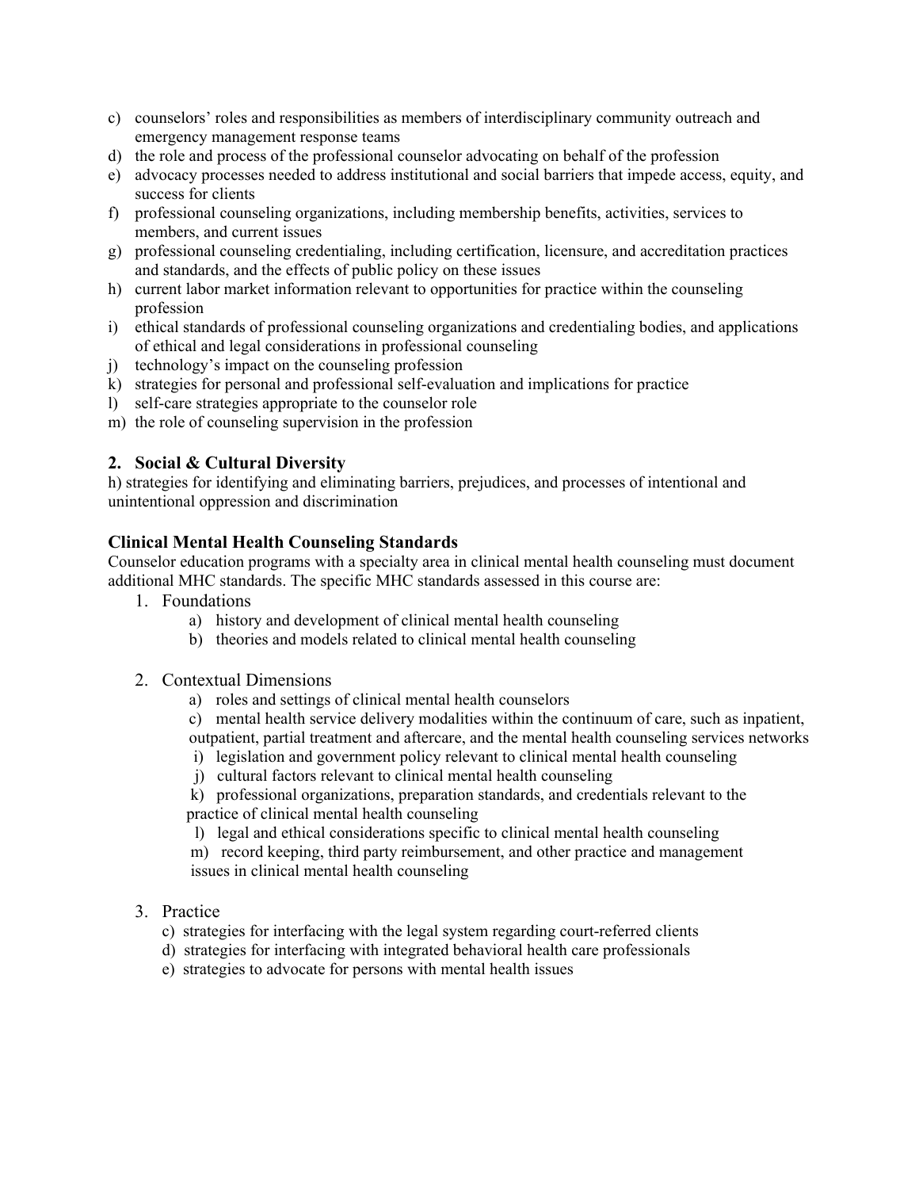c) counselors' roles and responsibilities as members of interdisciplinary community outreach and emergency management response teams
d) the role and process of the professional counselor advocating on behalf of the profession
e) advocacy processes needed to address institutional and social barriers that impede access, equity, and success for clients
f) professional counseling organizations, including membership benefits, activities, services to members, and current issues
g) professional counseling credentialing, including certification, licensure, and accreditation practices and standards, and the effects of public policy on these issues
h) current labor market information relevant to opportunities for practice within the counseling profession
i) ethical standards of professional counseling organizations and credentialing bodies, and applications of ethical and legal considerations in professional counseling
j) technology's impact on the counseling profession
k) strategies for personal and professional self-evaluation and implications for practice
l) self-care strategies appropriate to the counselor role
m) the role of counseling supervision in the profession

### 2. Social & Cultural Diversity

h) strategies for identifying and eliminating barriers, prejudices, and processes of intentional and unintentional oppression and discrimination

### Clinical Mental Health Counseling Standards

Counselor education programs with a specialty area in clinical mental health counseling must document additional MHC standards. The specific MHC standards assessed in this course are:

1. Foundations
   - a) history and development of clinical mental health counseling
   - b) theories and models related to clinical mental health counseling

2. Contextual Dimensions
   - a) roles and settings of clinical mental health counselors
   - c) mental health service delivery modalities within the continuum of care, such as inpatient, outpatient, partial treatment and aftercare, and the mental health counseling services networks
   - i) legislation and government policy relevant to clinical mental health counseling
   - j) cultural factors relevant to clinical mental health counseling
   - k) professional organizations, preparation standards, and credentials relevant to the practice of clinical mental health counseling
   - l) legal and ethical considerations specific to clinical mental health counseling
   - m) record keeping, third party reimbursement, and other practice and management issues in clinical mental health counseling

3. Practice
   - c) strategies for interfacing with the legal system regarding court-referred clients
   - d) strategies for interfacing with integrated behavioral health care professionals
   - e) strategies to advocate for persons with mental health issues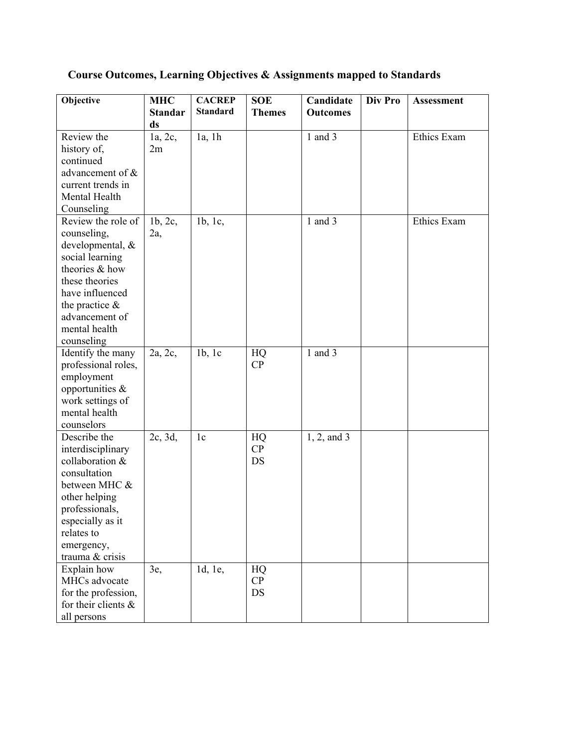## Course Outcomes, Learning Objectives & Assignments mapped to Standards

| Objective | MHC Standards | CACREP Standard | SOE Themes | Candidate Outcomes | Div Pro | Assessment |
|---|---|---|---|---|---|---|
| Review the history of, continued advancement of & current trends in Mental Health Counseling | 1a, 2c, 2m | 1a, 1h | | 1 and 3 | | Ethics Exam |
| Review the role of counseling, developmental, & social learning theories & how these theories have influenced the practice & advancement of mental health counseling | 1b, 2c, 2a, | 1b, 1c, | | 1 and 3 | | Ethics Exam |
| Identify the many professional roles, employment opportunities & work settings of mental health counselors | 2a, 2c, | 1b, 1c | HQ CP | 1 and 3 | | |
| Describe the interdisciplinary collaboration & consultation between MHC & other helping professionals, especially as it relates to emergency, trauma & crisis | 2c, 3d, | 1c | HQ CP DS | 1, 2, and 3 | | |
| Explain how MHCs advocate for the profession, for their clients & all persons | 3e, | 1d, 1e, | HQ CP DS | | | |